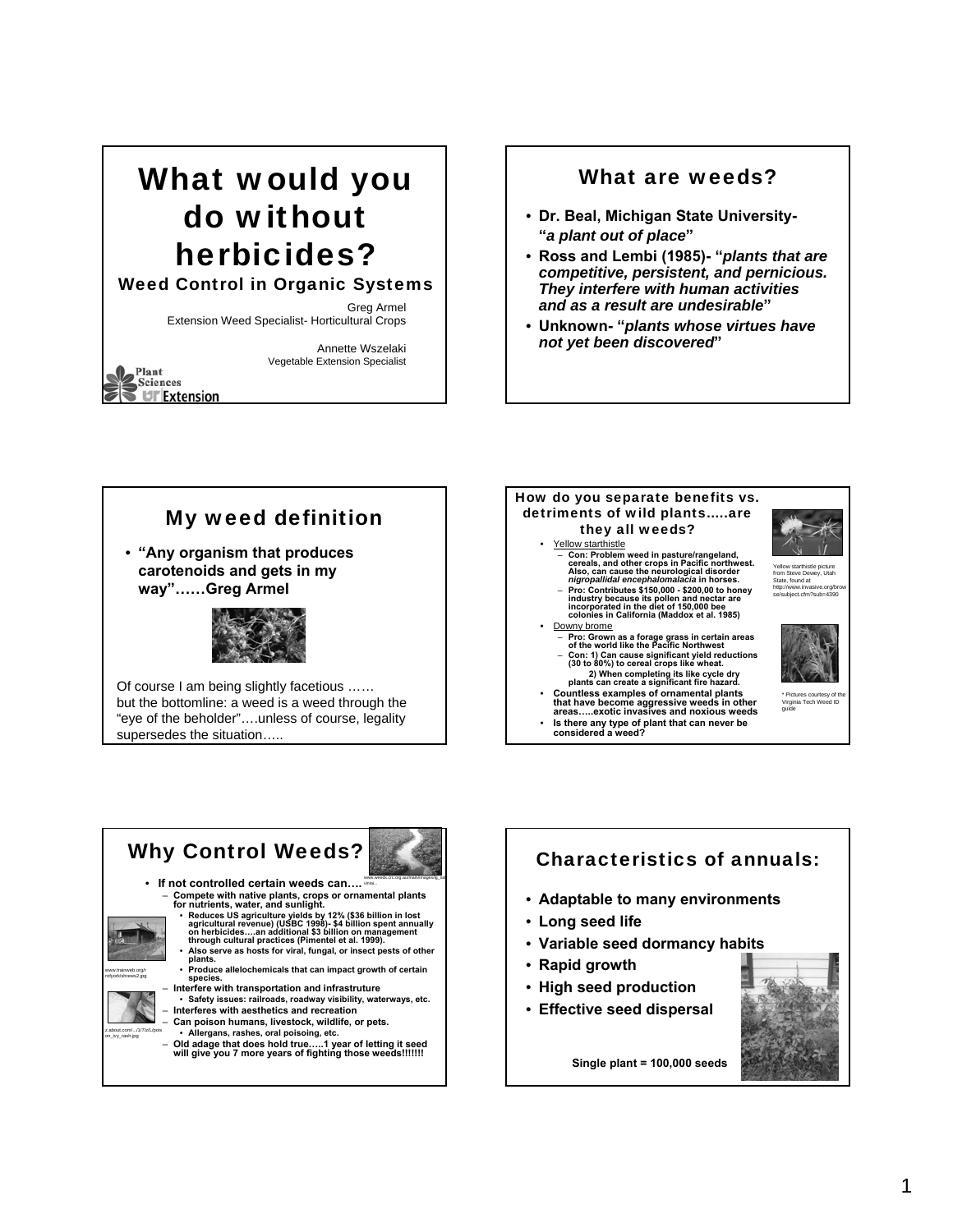# What would you do without herbicides?

## Weed Control in Organic Systems

Greg Armel
Extension Weed Specialist- Horticultural Crops

Annette Wszelaki
Vegetable Extension Specialist

Plant Sciences
UT Extension

---

## What are weeds?

- **Dr. Beal, Michigan State University- "*a plant out of place*"**
- **Ross and Lembi (1985)- "*plants that are competitive, persistent, and pernicious. They interfere with human activities and as a result are undesirable*"**
- **Unknown- "*plants whose virtues have not yet been discovered*"**

---

## My weed definition

- **"Any organism that produces carotenoids and gets in my way"……Greg Armel**

Of course I am being slightly facetious ……
but the bottomline: a weed is a weed through the "eye of the beholder"….unless of course, legality supersedes the situation…..

---

## How do you separate benefits vs. detriments of wild plants…..are they all weeds?

- Yellow starthistle
  - **Con: Problem weed in pasture/rangeland, cereals, and other crops in Pacific northwest. Also, can cause the neurological disorder *nigropallidal encephalomalacia* in horses.**
  - **Pro: Contributes $150,000 - $200,00 to honey industry because its pollen and nectar are incorporated in the diet of 150,000 bee colonies in California (Maddox et al. 1985)**
- Downy brome
  - **Pro: Grown as a forage grass in certain areas of the world like the Pacific Northwest**
  - **Con: 1) Can cause significant yield reductions (30 to 80%) to cereal crops like wheat.**
    **2) When completing its like cycle dry plants can create a significant fire hazard.**
- **Countless examples of ornamental plants that have become aggressive weeds in other areas…..exotic invasives and noxious weeds**
- **Is there any type of plant that can never be considered a weed?**

Yellow starthistle picture from Steve Dewey, Utah State, found at http://www.invasive.org/browse/subject.cfm?sub=4390

* Pictures courtesy of the Virginia Tech Weed ID guide

---

## Why Control Weeds?

- **If not controlled certain weeds can….**
  - **Compete with native plants, crops or ornamental plants for nutrients, water, and sunlight.**
    - **Reduces US agriculture yields by 12% ($36 billion in lost agricultural revenue) (USBC 1998)- $4 billion spent annually on herbicides….an additional $3 billion on management through cultural practices (Pimentel et al. 1999).**
    - **Also serve as hosts for viral, fungal, or insect pests of other plants.**
    - **Produce allelochemicals that can impact growth of certain species.**
  - **Interfere with transportation and infrastruture**
    - **Safety issues: railroads, roadway visibility, waterways, etc.**
  - **Interferes with aesthetics and recreation**
  - **Can poison humans, livestock, wildlife, or pets.**
    - **Allergans, rashes, oral poisoing, etc.**
  - **Old adage that does hold true…..1 year of letting it seed will give you 7 more years of fighting those weeds!!!!!!!**

www.weeds.crc.org.au/main/images/lg_salvinia...

www.trainweb.org/rollyork/shnews2.jpg

z.about.com/.../1/7/z/L/poison_ivy_rash.jpg

---

## Characteristics of annuals:

- **Adaptable to many environments**
- **Long seed life**
- **Variable seed dormancy habits**
- **Rapid growth**
- **High seed production**
- **Effective seed dispersal**

**Single plant = 100,000 seeds**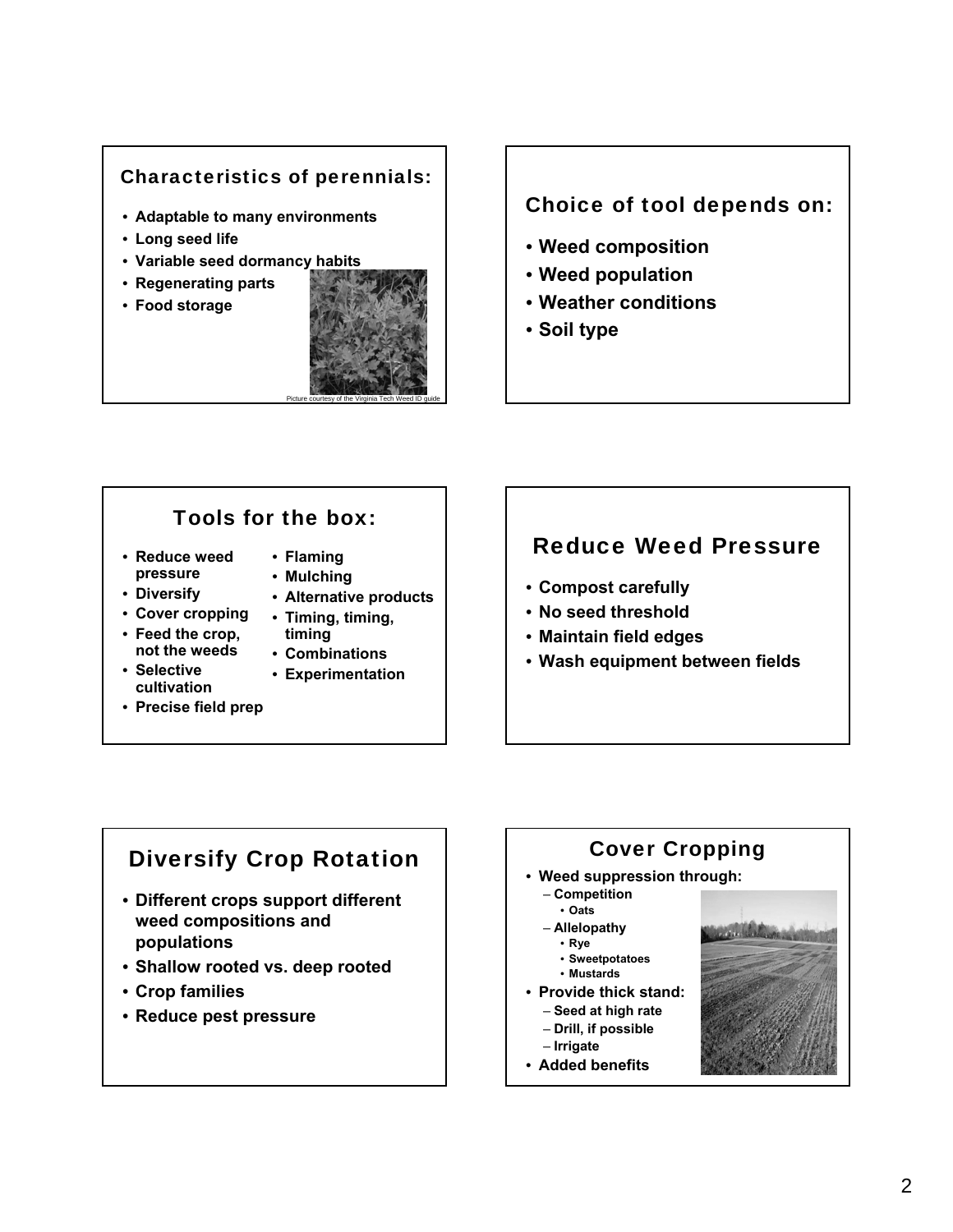## Characteristics of perennials:

- Adaptable to many environments
- Long seed life
- Variable seed dormancy habits
- Regenerating parts
- Food storage

Picture courtesy of the Virginia Tech Weed ID guide

## Choice of tool depends on:

- Weed composition
- Weed population
- Weather conditions
- Soil type

## Tools for the box:

- Reduce weed pressure
- Diversify
- Cover cropping
- Feed the crop, not the weeds
- Selective cultivation
- Precise field prep
- Flaming
- Mulching
- Alternative products
- Timing, timing, timing
- Combinations
- Experimentation

## Reduce Weed Pressure

- Compost carefully
- No seed threshold
- Maintain field edges
- Wash equipment between fields

## Diversify Crop Rotation

- Different crops support different weed compositions and populations
- Shallow rooted vs. deep rooted
- Crop families
- Reduce pest pressure

## Cover Cropping

- Weed suppression through:
  - Competition
    - Oats
  - Allelopathy
    - Rye
    - Sweetpotatoes
    - Mustards
- Provide thick stand:
  - Seed at high rate
  - Drill, if possible
  - Irrigate
- Added benefits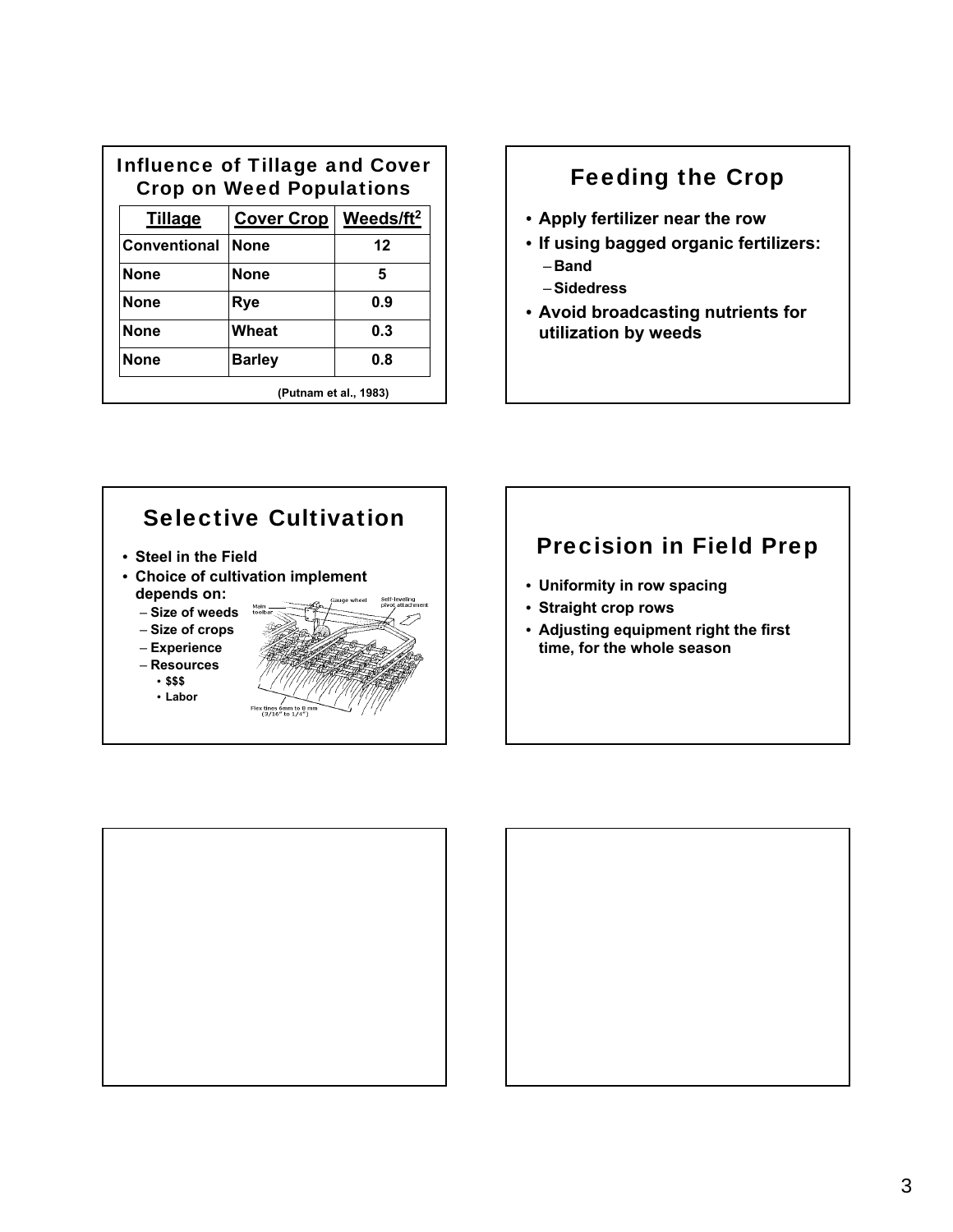## Influence of Tillage and Cover Crop on Weed Populations

| Tillage | Cover Crop | Weeds/ft$^2$ |
|---|---|---|
| Conventional | None | 12 |
| None | None | 5 |
| None | Rye | 0.9 |
| None | Wheat | 0.3 |
| None | Barley | 0.8 |

(Putnam et al., 1983)

## Feeding the Crop

- **Apply fertilizer near the row**
- **If using bagged organic fertilizers:**
  - **Band**
  - **Sidedress**
- **Avoid broadcasting nutrients for utilization by weeds**

## Selective Cultivation

- **Steel in the Field**
- **Choice of cultivation implement depends on:**
  - **Size of weeds**
  - **Size of crops**
  - **Experience**
  - **Resources**
    - **$$$**
    - **Labor**

Main toolbar, Gauge wheel, Self-leveling pivot attachment, Flex tines 6mm to 8 mm (3/16" to 1/4")

## Precision in Field Prep

- **Uniformity in row spacing**
- **Straight crop rows**
- **Adjusting equipment right the first time, for the whole season**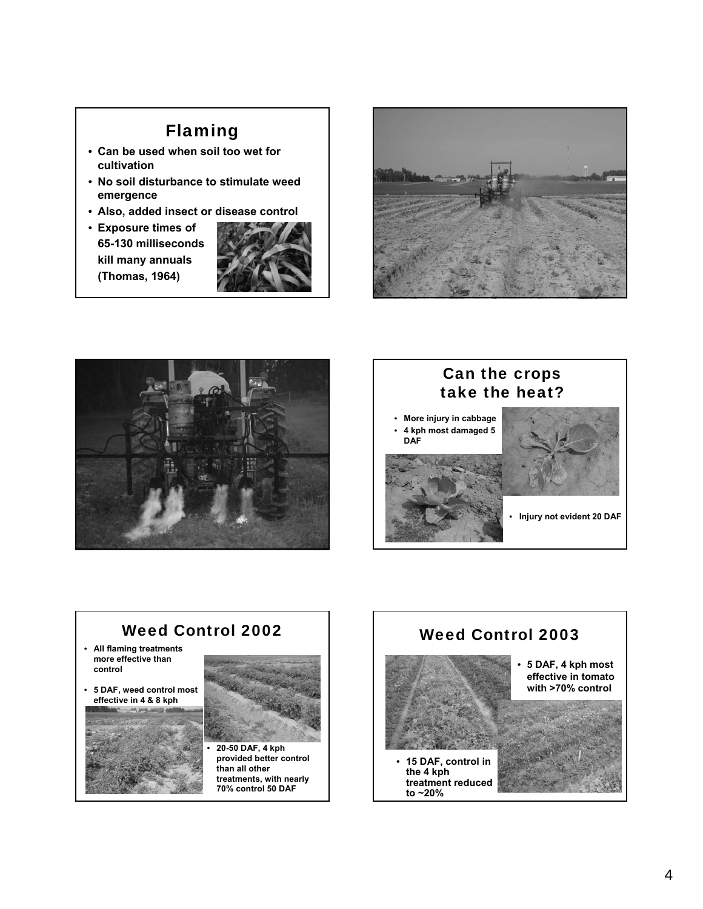## Flaming

- Can be used when soil too wet for cultivation
- No soil disturbance to stimulate weed emergence
- Also, added insect or disease control
- Exposure times of 65-130 milliseconds kill many annuals (Thomas, 1964)

## Can the crops take the heat?

- More injury in cabbage
- 4 kph most damaged 5 DAF
- Injury not evident 20 DAF

## Weed Control 2002

- All flaming treatments more effective than control
- 5 DAF, weed control most effective in 4 & 8 kph
- 20-50 DAF, 4 kph provided better control than all other treatments, with nearly 70% control 50 DAF

## Weed Control 2003

- 5 DAF, 4 kph most effective in tomato with >70% control
- 15 DAF, control in the 4 kph treatment reduced to ~20%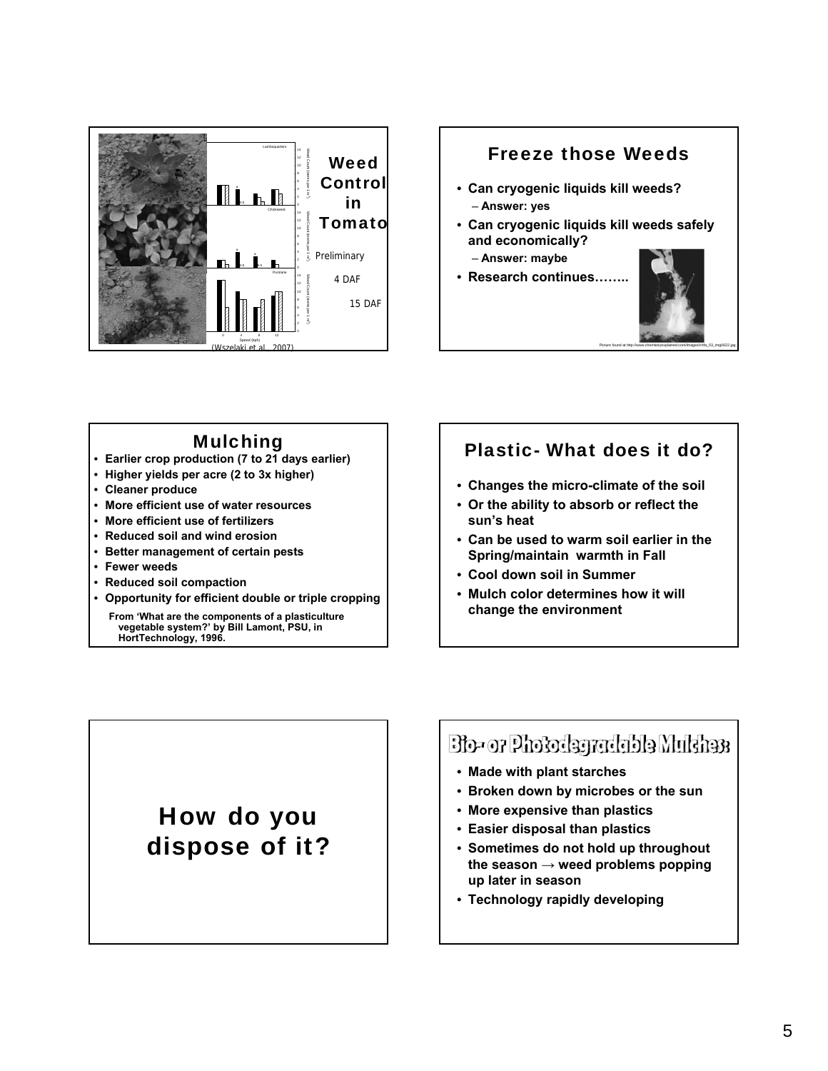## Weed Control in Tomato

Lambsquarters

Chickweed

Purslane

Weed Count (stems per 1 m²)

Speed (kph)

Preliminary

4 DAF

15 DAF

(Wszelaki et al., 2007)

## Freeze those Weeds

- Can cryogenic liquids kill weeds?
  - Answer: yes
- Can cryogenic liquids kill weeds safely and economically?
  - Answer: maybe
- Research continues……..

Picture found at http://www.chemistryexplained.com/images/chfa_03_img0622.jpg

## Mulching

- Earlier crop production (7 to 21 days earlier)
- Higher yields per acre (2 to 3x higher)
- Cleaner produce
- More efficient use of water resources
- More efficient use of fertilizers
- Reduced soil and wind erosion
- Better management of certain pests
- Fewer weeds
- Reduced soil compaction
- Opportunity for efficient double or triple cropping

From 'What are the components of a plasticulture vegetable system?' by Bill Lamont, PSU, in HortTechnology, 1996.

## Plastic- What does it do?

- Changes the micro-climate of the soil
- Or the ability to absorb or reflect the sun's heat
- Can be used to warm soil earlier in the Spring/maintain warmth in Fall
- Cool down soil in Summer
- Mulch color determines how it will change the environment

## How do you dispose of it?

## Bio- or Photodegradable Mulches:

- Made with plant starches
- Broken down by microbes or the sun
- More expensive than plastics
- Easier disposal than plastics
- Sometimes do not hold up throughout the season → weed problems popping up later in season
- Technology rapidly developing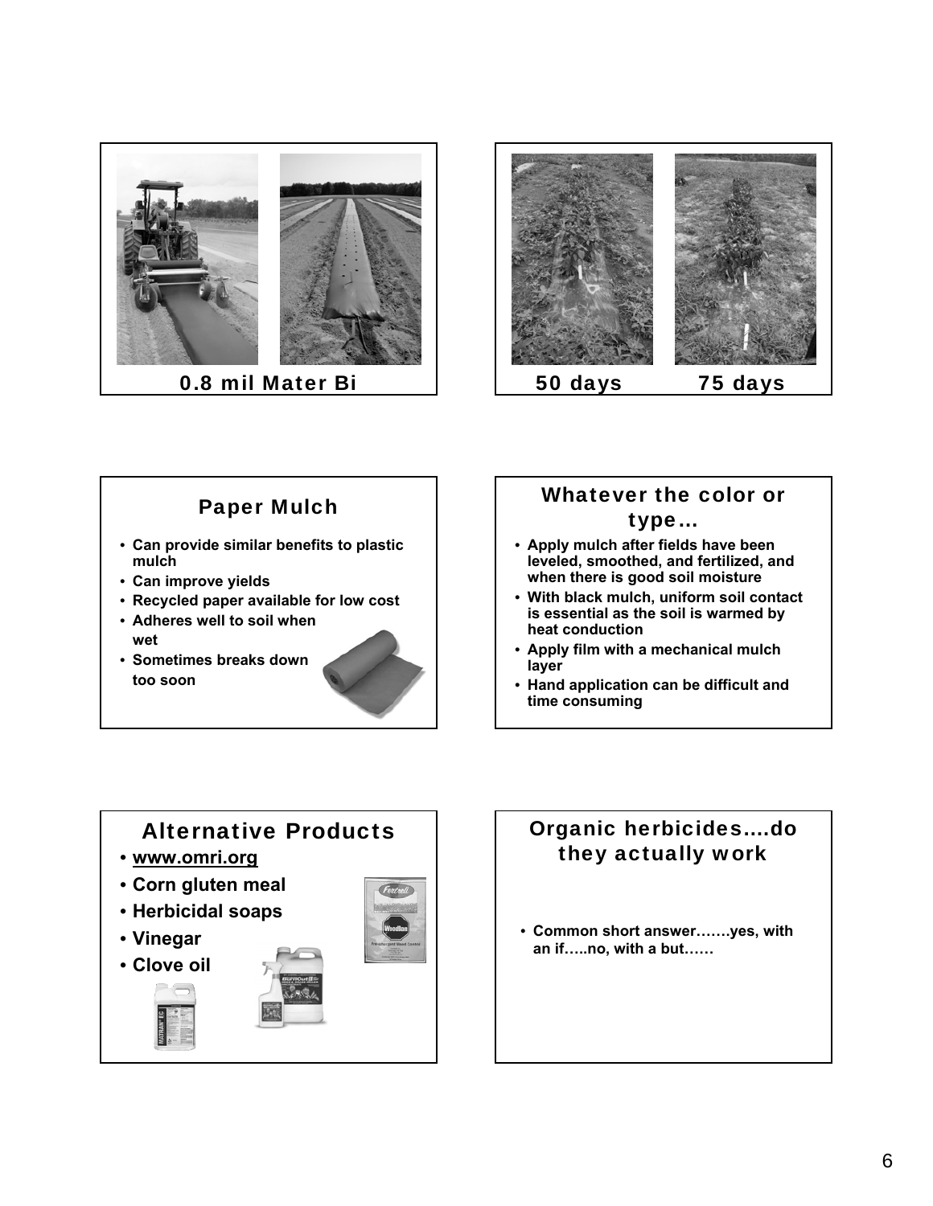0.8 mil Mater Bi

50 days

75 days

## Paper Mulch

- Can provide similar benefits to plastic mulch
- Can improve yields
- Recycled paper available for low cost
- Adheres well to soil when wet
- Sometimes breaks down too soon

## Whatever the color or type…

- Apply mulch after fields have been leveled, smoothed, and fertilized, and when there is good soil moisture
- With black mulch, uniform soil contact is essential as the soil is warmed by heat conduction
- Apply film with a mechanical mulch layer
- Hand application can be difficult and time consuming

## Alternative Products

- www.omri.org
- Corn gluten meal
- Herbicidal soaps
- Vinegar
- Clove oil

## Organic herbicides….do they actually work

- Common short answer…….yes, with an if…..no, with a but……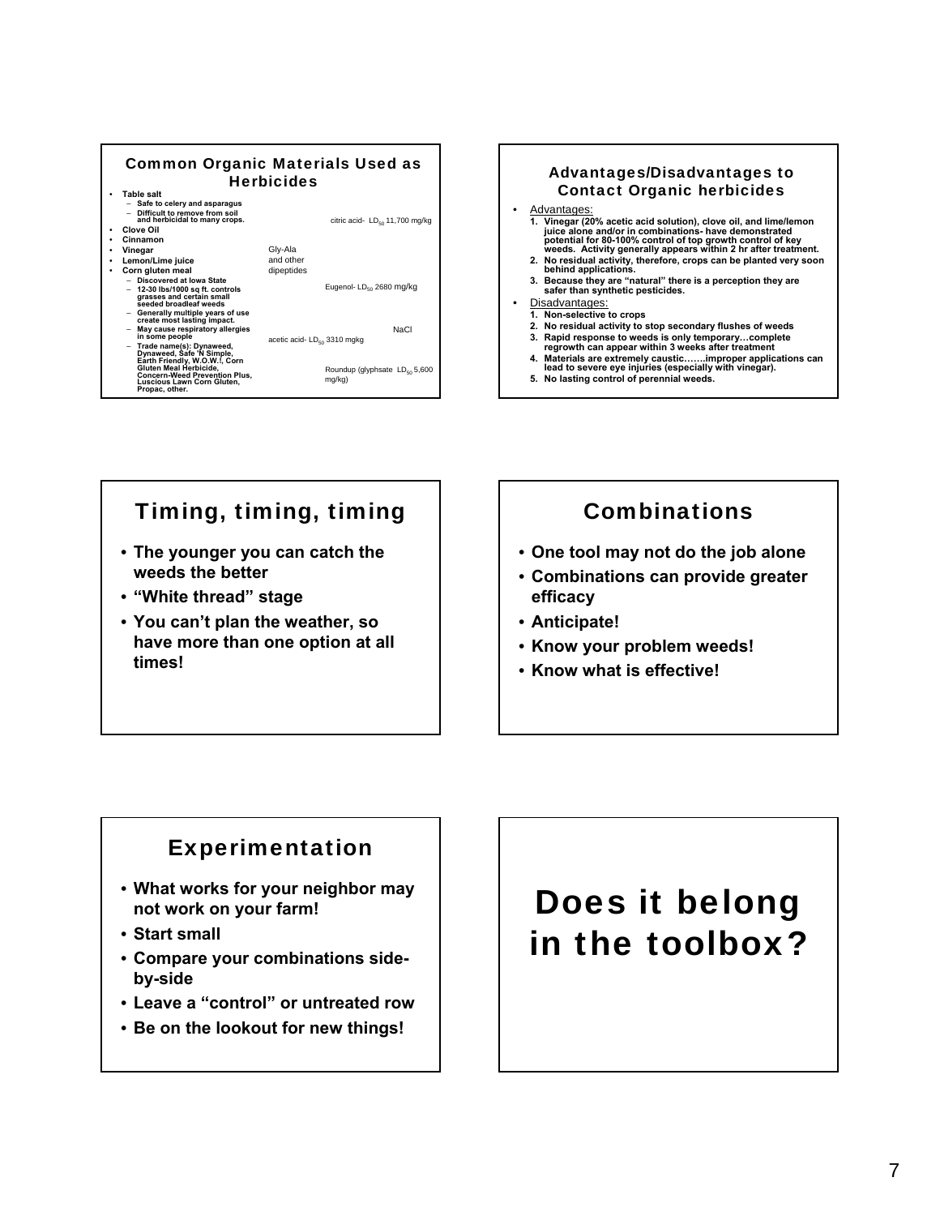## Common Organic Materials Used as Herbicides

- Table salt
  - Safe to celery and asparagus
  - Difficult to remove from soil and herbicidal to many crops.
- Clove Oil
- Cinnamon
- Vinegar
- Lemon/Lime juice
- Corn gluten meal
  - Discovered at Iowa State
  - 12-30 lbs/1000 sq ft. controls grasses and certain small seeded broadleaf weeds
  - Generally multiple years of use create most lasting impact.
  - May cause respiratory allergies in some people
  - Trade name(s): Dynaweed, Dynaweed, Safe 'N Simple, Earth Friendly, W.O.W.!, Corn Gluten Meal Herbicide, Concern-Weed Prevention Plus, Luscious Lawn Corn Gluten, Propac, other.

citric acid- $LD_{50}$ 11,700 mg/kg

Gly-Ala and other dipeptides

Eugenol- $LD_{50}$ 2680 mg/kg

NaCl

acetic acid- $LD_{50}$ 3310 mgkg

Roundup (glyphsate $LD_{50}$ 5,600 mg/kg)

## Advantages/Disadvantages to Contact Organic herbicides

- Advantages:
  1. Vinegar (20% acetic acid solution), clove oil, and lime/lemon juice alone and/or in combinations- have demonstrated potential for 80-100% control of top growth control of key weeds. Activity generally appears within 2 hr after treatment.
  2. No residual activity, therefore, crops can be planted very soon behind applications.
  3. Because they are "natural" there is a perception they are safer than synthetic pesticides.
- Disadvantages:
  1. Non-selective to crops
  2. No residual activity to stop secondary flushes of weeds
  3. Rapid response to weeds is only temporary…complete regrowth can appear within 3 weeks after treatment
  4. Materials are extremely caustic…….improper applications can lead to severe eye injuries (especially with vinegar).
  5. No lasting control of perennial weeds.

## Timing, timing, timing

- The younger you can catch the weeds the better
- "White thread" stage
- You can't plan the weather, so have more than one option at all times!

## Combinations

- One tool may not do the job alone
- Combinations can provide greater efficacy
- Anticipate!
- Know your problem weeds!
- Know what is effective!

## Experimentation

- What works for your neighbor may not work on your farm!
- Start small
- Compare your combinations side-by-side
- Leave a "control" or untreated row
- Be on the lookout for new things!

# Does it belong in the toolbox?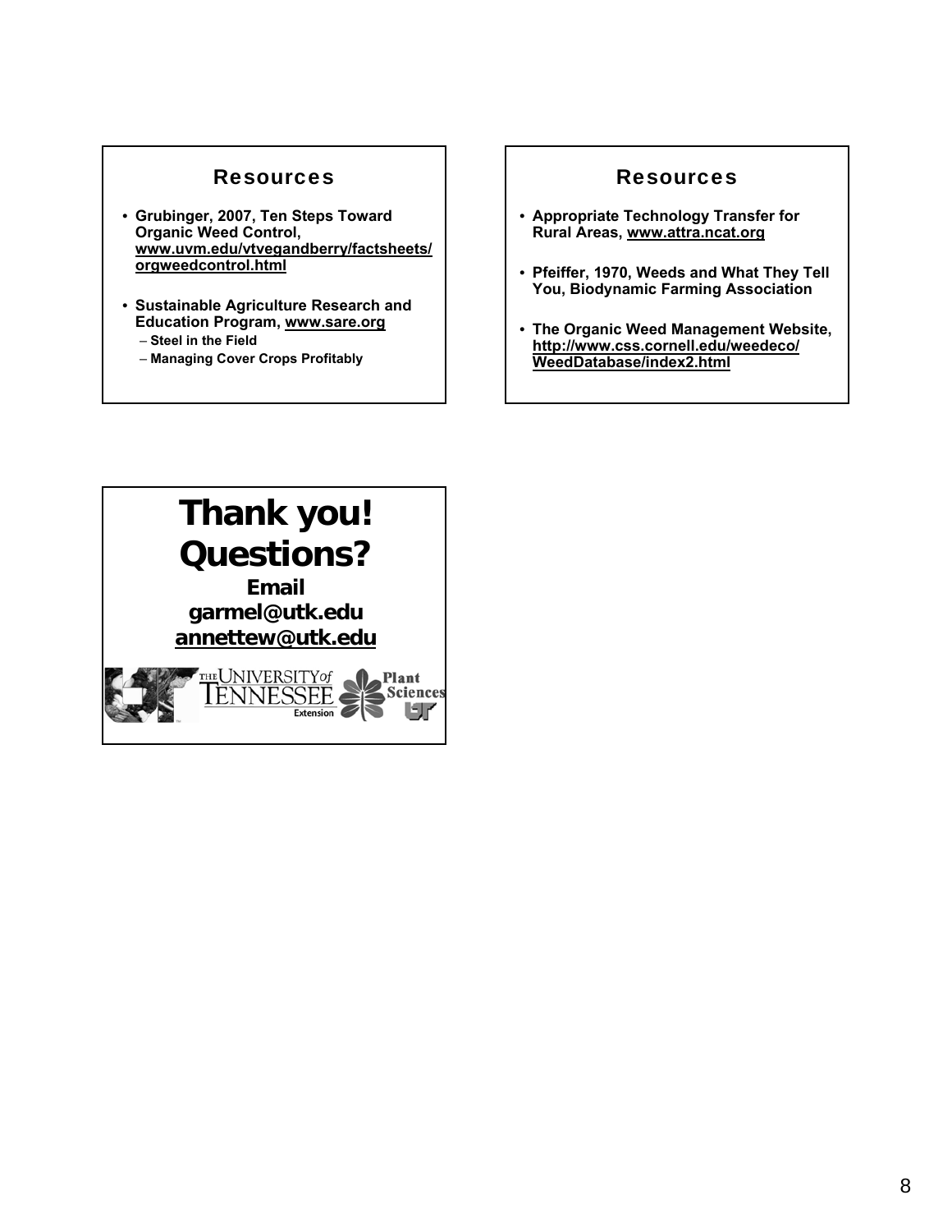## Resources

- Grubinger, 2007, Ten Steps Toward Organic Weed Control, www.uvm.edu/vtvegandberry/factsheets/orgweedcontrol.html
- Sustainable Agriculture Research and Education Program, www.sare.org
  - Steel in the Field
  - Managing Cover Crops Profitably

## Resources

- Appropriate Technology Transfer for Rural Areas, www.attra.ncat.org
- Pfeiffer, 1970, Weeds and What They Tell You, Biodynamic Farming Association
- The Organic Weed Management Website, http://www.css.cornell.edu/weedeco/WeedDatabase/index2.html

# Thank you! Questions?

**Email**

**garmel@utk.edu**

**annettew@utk.edu**

THE UNIVERSITY of TENNESSEE Extension

Plant Sciences UT